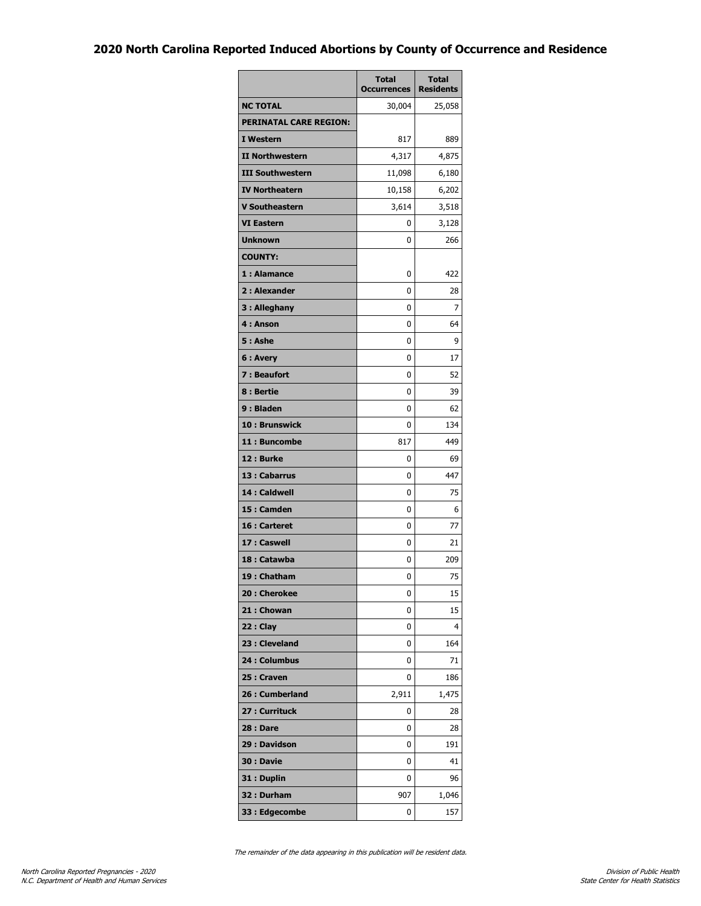## 2020 North Carolina Reported Induced Abortions by County of Occurrence and Residence

| | Total Occurrences | Total Residents |
|---|---|---|
| **NC TOTAL** | 30,004 | 25,058 |
| **PERINATAL CARE REGION:** | | |
| **I Western** | 817 | 889 |
| **II Northwestern** | 4,317 | 4,875 |
| **III Southwestern** | 11,098 | 6,180 |
| **IV Northeatern** | 10,158 | 6,202 |
| **V Southeastern** | 3,614 | 3,518 |
| **VI Eastern** | 0 | 3,128 |
| **Unknown** | 0 | 266 |
| **COUNTY:** | | |
| **1 : Alamance** | 0 | 422 |
| **2 : Alexander** | 0 | 28 |
| **3 : Alleghany** | 0 | 7 |
| **4 : Anson** | 0 | 64 |
| **5 : Ashe** | 0 | 9 |
| **6 : Avery** | 0 | 17 |
| **7 : Beaufort** | 0 | 52 |
| **8 : Bertie** | 0 | 39 |
| **9 : Bladen** | 0 | 62 |
| **10 : Brunswick** | 0 | 134 |
| **11 : Buncombe** | 817 | 449 |
| **12 : Burke** | 0 | 69 |
| **13 : Cabarrus** | 0 | 447 |
| **14 : Caldwell** | 0 | 75 |
| **15 : Camden** | 0 | 6 |
| **16 : Carteret** | 0 | 77 |
| **17 : Caswell** | 0 | 21 |
| **18 : Catawba** | 0 | 209 |
| **19 : Chatham** | 0 | 75 |
| **20 : Cherokee** | 0 | 15 |
| **21 : Chowan** | 0 | 15 |
| **22 : Clay** | 0 | 4 |
| **23 : Cleveland** | 0 | 164 |
| **24 : Columbus** | 0 | 71 |
| **25 : Craven** | 0 | 186 |
| **26 : Cumberland** | 2,911 | 1,475 |
| **27 : Currituck** | 0 | 28 |
| **28 : Dare** | 0 | 28 |
| **29 : Davidson** | 0 | 191 |
| **30 : Davie** | 0 | 41 |
| **31 : Duplin** | 0 | 96 |
| **32 : Durham** | 907 | 1,046 |
| **33 : Edgecombe** | 0 | 157 |

*The remainder of the data appearing in this publication will be resident data.*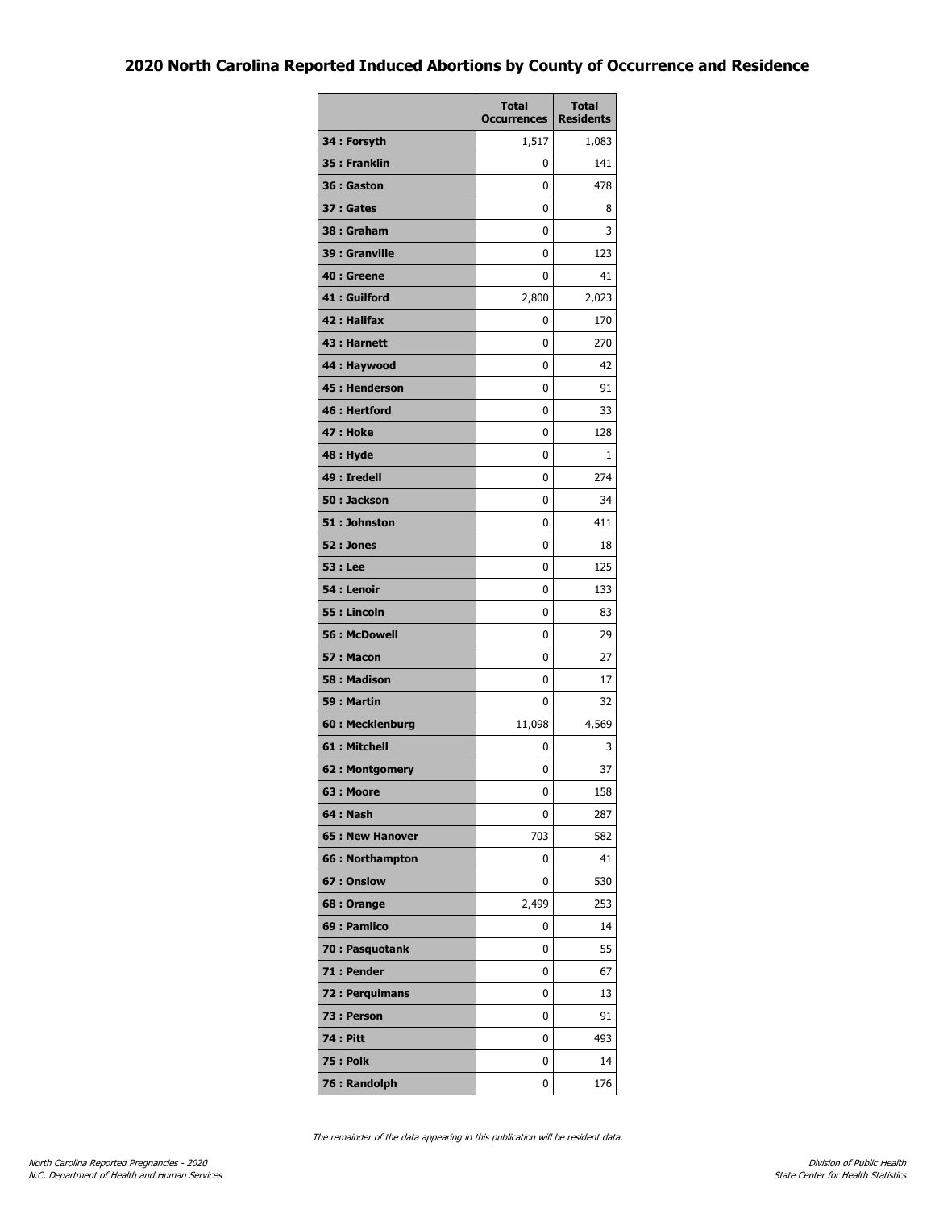# 2020 North Carolina Reported Induced Abortions by County of Occurrence and Residence

| | Total Occurrences | Total Residents |
|---|---|---|
| **34 : Forsyth** | 1,517 | 1,083 |
| **35 : Franklin** | 0 | 141 |
| **36 : Gaston** | 0 | 478 |
| **37 : Gates** | 0 | 8 |
| **38 : Graham** | 0 | 3 |
| **39 : Granville** | 0 | 123 |
| **40 : Greene** | 0 | 41 |
| **41 : Guilford** | 2,800 | 2,023 |
| **42 : Halifax** | 0 | 170 |
| **43 : Harnett** | 0 | 270 |
| **44 : Haywood** | 0 | 42 |
| **45 : Henderson** | 0 | 91 |
| **46 : Hertford** | 0 | 33 |
| **47 : Hoke** | 0 | 128 |
| **48 : Hyde** | 0 | 1 |
| **49 : Iredell** | 0 | 274 |
| **50 : Jackson** | 0 | 34 |
| **51 : Johnston** | 0 | 411 |
| **52 : Jones** | 0 | 18 |
| **53 : Lee** | 0 | 125 |
| **54 : Lenoir** | 0 | 133 |
| **55 : Lincoln** | 0 | 83 |
| **56 : McDowell** | 0 | 29 |
| **57 : Macon** | 0 | 27 |
| **58 : Madison** | 0 | 17 |
| **59 : Martin** | 0 | 32 |
| **60 : Mecklenburg** | 11,098 | 4,569 |
| **61 : Mitchell** | 0 | 3 |
| **62 : Montgomery** | 0 | 37 |
| **63 : Moore** | 0 | 158 |
| **64 : Nash** | 0 | 287 |
| **65 : New Hanover** | 703 | 582 |
| **66 : Northampton** | 0 | 41 |
| **67 : Onslow** | 0 | 530 |
| **68 : Orange** | 2,499 | 253 |
| **69 : Pamlico** | 0 | 14 |
| **70 : Pasquotank** | 0 | 55 |
| **71 : Pender** | 0 | 67 |
| **72 : Perquimans** | 0 | 13 |
| **73 : Person** | 0 | 91 |
| **74 : Pitt** | 0 | 493 |
| **75 : Polk** | 0 | 14 |
| **76 : Randolph** | 0 | 176 |

*The remainder of the data appearing in this publication will be resident data.*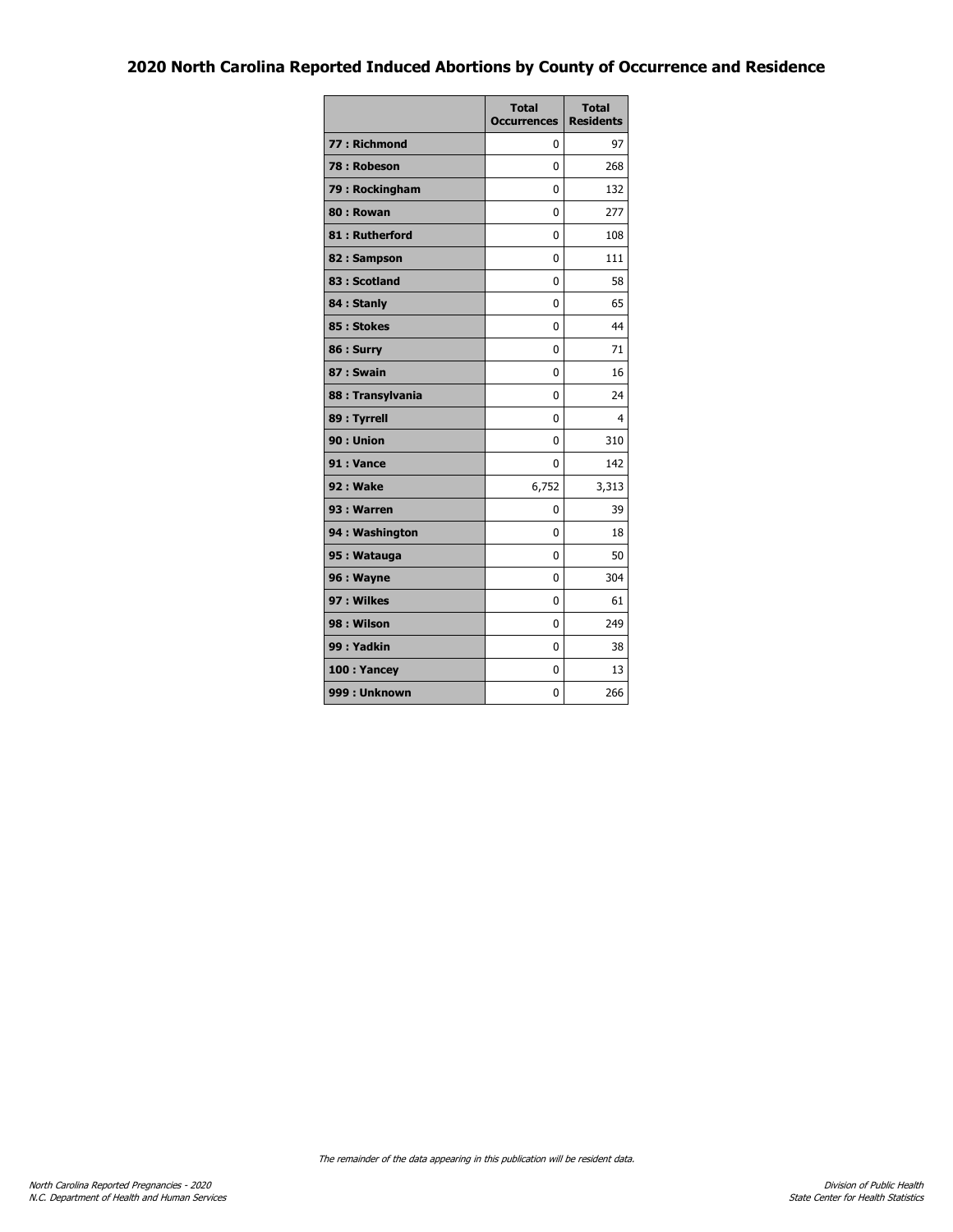## 2020 North Carolina Reported Induced Abortions by County of Occurrence and Residence

| | Total Occurrences | Total Residents |
|---|---|---|
| **77 : Richmond** | 0 | 97 |
| **78 : Robeson** | 0 | 268 |
| **79 : Rockingham** | 0 | 132 |
| **80 : Rowan** | 0 | 277 |
| **81 : Rutherford** | 0 | 108 |
| **82 : Sampson** | 0 | 111 |
| **83 : Scotland** | 0 | 58 |
| **84 : Stanly** | 0 | 65 |
| **85 : Stokes** | 0 | 44 |
| **86 : Surry** | 0 | 71 |
| **87 : Swain** | 0 | 16 |
| **88 : Transylvania** | 0 | 24 |
| **89 : Tyrrell** | 0 | 4 |
| **90 : Union** | 0 | 310 |
| **91 : Vance** | 0 | 142 |
| **92 : Wake** | 6,752 | 3,313 |
| **93 : Warren** | 0 | 39 |
| **94 : Washington** | 0 | 18 |
| **95 : Watauga** | 0 | 50 |
| **96 : Wayne** | 0 | 304 |
| **97 : Wilkes** | 0 | 61 |
| **98 : Wilson** | 0 | 249 |
| **99 : Yadkin** | 0 | 38 |
| **100 : Yancey** | 0 | 13 |
| **999 : Unknown** | 0 | 266 |

*The remainder of the data appearing in this publication will be resident data.*